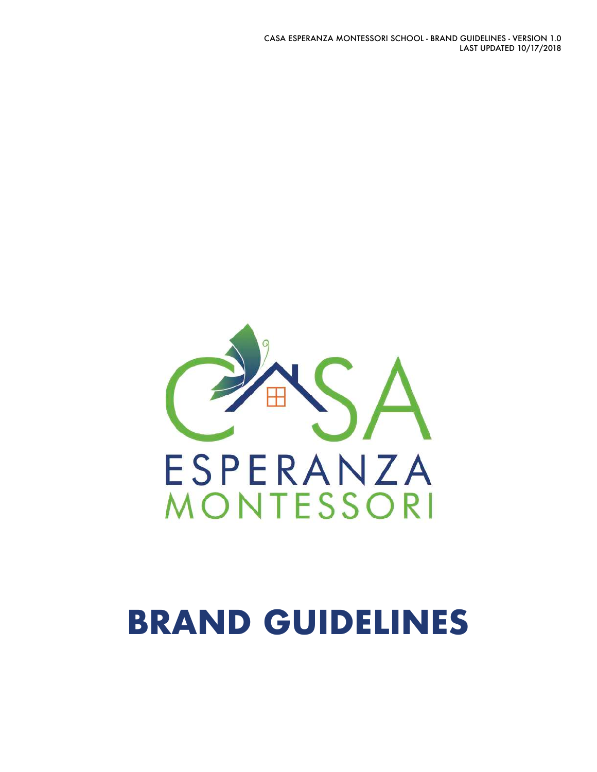CASA ESPERANZA MONTESSORI SCHOOL - BRAND GUIDELINES - VERSION 1.0
LAST UPDATED 10/17/2018

CASA
ESPERANZA
MONTESSORI

# BRAND GUIDELINES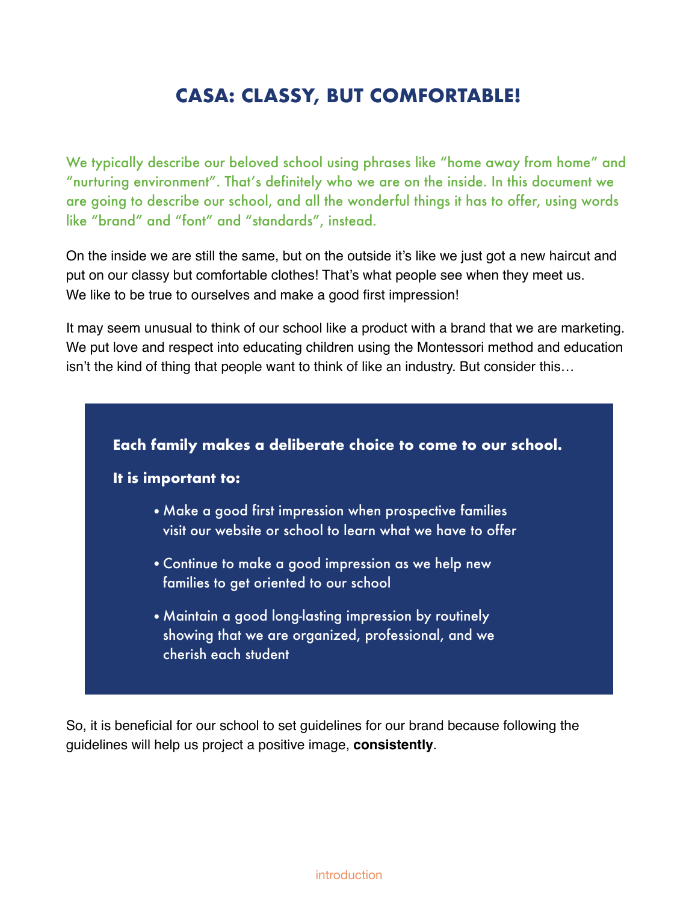# CASA: CLASSY, BUT COMFORTABLE!

We typically describe our beloved school using phrases like "home away from home" and "nurturing environment". That's definitely who we are on the inside. In this document we are going to describe our school, and all the wonderful things it has to offer, using words like "brand" and "font" and "standards", instead.

On the inside we are still the same, but on the outside it's like we just got a new haircut and put on our classy but comfortable clothes! That's what people see when they meet us. We like to be true to ourselves and make a good first impression!

It may seem unusual to think of our school like a product with a brand that we are marketing. We put love and respect into educating children using the Montessori method and education isn't the kind of thing that people want to think of like an industry. But consider this…

**Each family makes a deliberate choice to come to our school.**

**It is important to:**

- Make a good first impression when prospective families visit our website or school to learn what we have to offer
- Continue to make a good impression as we help new families to get oriented to our school
- Maintain a good long-lasting impression by routinely showing that we are organized, professional, and we cherish each student

So, it is beneficial for our school to set guidelines for our brand because following the guidelines will help us project a positive image, **consistently**.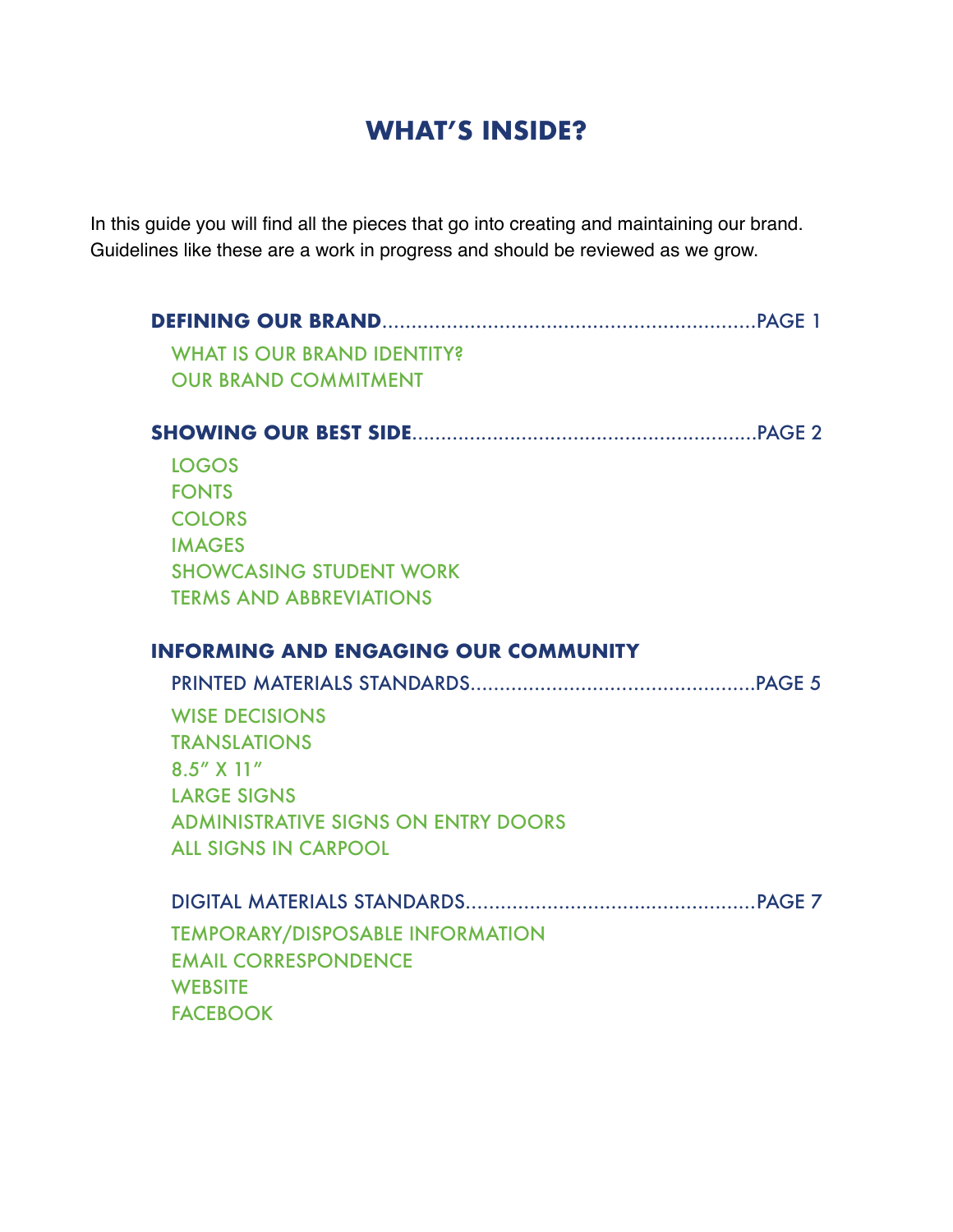# WHAT'S INSIDE?

In this guide you will find all the pieces that go into creating and maintaining our brand. Guidelines like these are a work in progress and should be reviewed as we grow.

**DEFINING OUR BRAND**................................................................PAGE 1

- WHAT IS OUR BRAND IDENTITY?
- OUR BRAND COMMITMENT

**SHOWING OUR BEST SIDE**...........................................................PAGE 2

- LOGOS
- FONTS
- COLORS
- IMAGES
- SHOWCASING STUDENT WORK
- TERMS AND ABBREVIATIONS

**INFORMING AND ENGAGING OUR COMMUNITY**

PRINTED MATERIALS STANDARDS................................................PAGE 5

- WISE DECISIONS
- TRANSLATIONS
- 8.5" X 11"
- LARGE SIGNS
- ADMINISTRATIVE SIGNS ON ENTRY DOORS
- ALL SIGNS IN CARPOOL

DIGITAL MATERIALS STANDARDS.................................................PAGE 7

- TEMPORARY/DISPOSABLE INFORMATION
- EMAIL CORRESPONDENCE
- WEBSITE
- FACEBOOK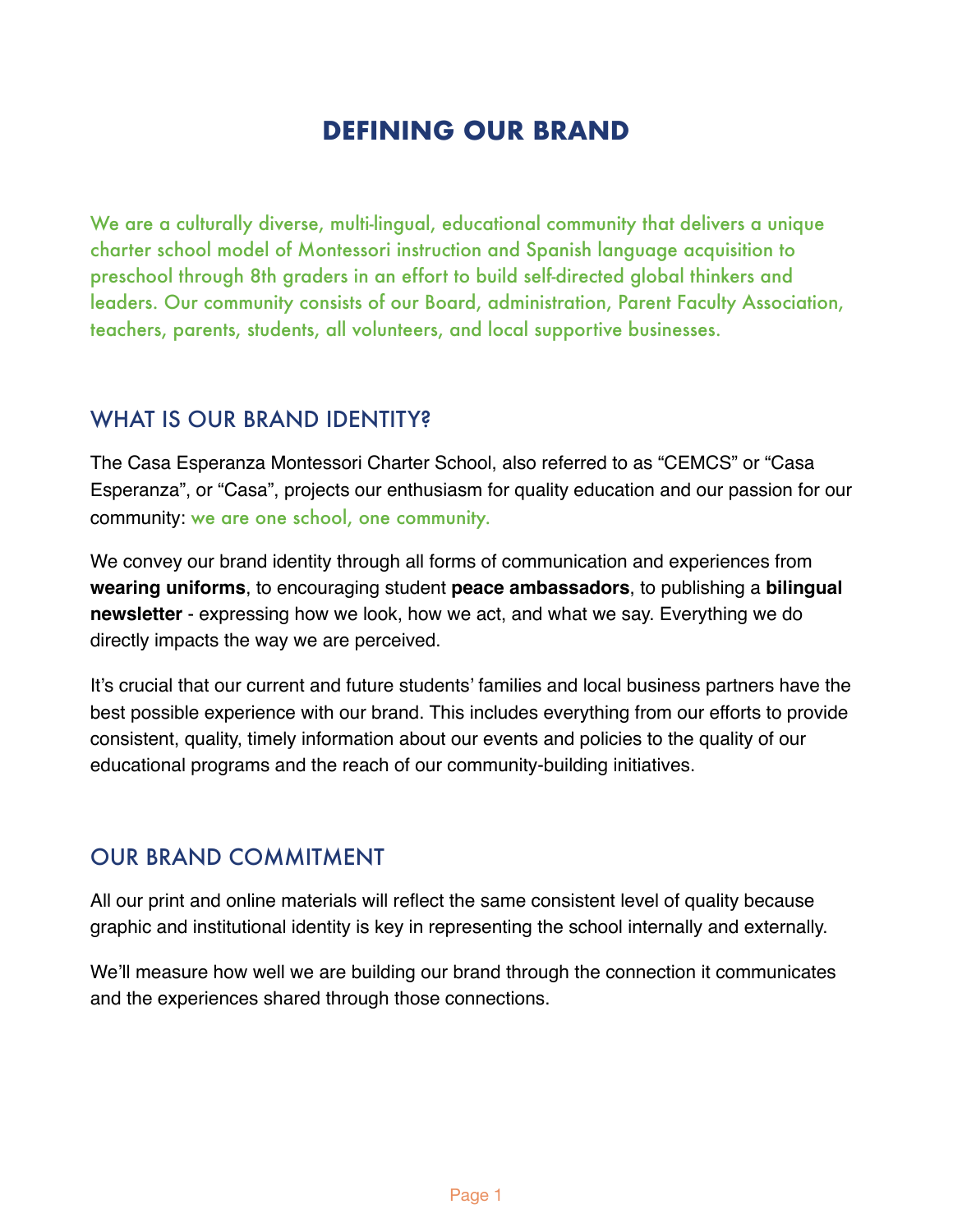# DEFINING OUR BRAND

We are a culturally diverse, multi-lingual, educational community that delivers a unique charter school model of Montessori instruction and Spanish language acquisition to preschool through 8th graders in an effort to build self-directed global thinkers and leaders. Our community consists of our Board, administration, Parent Faculty Association, teachers, parents, students, all volunteers, and local supportive businesses.

## WHAT IS OUR BRAND IDENTITY?

The Casa Esperanza Montessori Charter School, also referred to as "CEMCS" or "Casa Esperanza", or "Casa", projects our enthusiasm for quality education and our passion for our community: we are one school, one community.

We convey our brand identity through all forms of communication and experiences from **wearing uniforms**, to encouraging student **peace ambassadors**, to publishing a **bilingual newsletter** - expressing how we look, how we act, and what we say. Everything we do directly impacts the way we are perceived.

It's crucial that our current and future students' families and local business partners have the best possible experience with our brand. This includes everything from our efforts to provide consistent, quality, timely information about our events and policies to the quality of our educational programs and the reach of our community-building initiatives.

## OUR BRAND COMMITMENT

All our print and online materials will reflect the same consistent level of quality because graphic and institutional identity is key in representing the school internally and externally.

We'll measure how well we are building our brand through the connection it communicates and the experiences shared through those connections.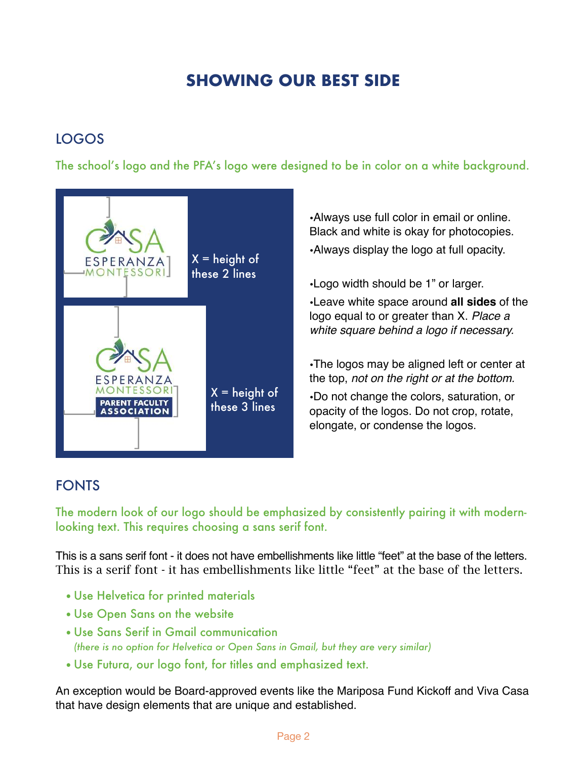# SHOWING OUR BEST SIDE

## LOGOS

The school's logo and the PFA's logo were designed to be in color on a white background.

X = height of these 2 lines

X = height of these 3 lines

- Always use full color in email or online. Black and white is okay for photocopies.
- Always display the logo at full opacity.
- Logo width should be 1" or larger.
- Leave white space around **all sides** of the logo equal to or greater than X. *Place a white square behind a logo if necessary.*
- The logos may be aligned left or center at the top, *not on the right or at the bottom.*
- Do not change the colors, saturation, or opacity of the logos. Do not crop, rotate, elongate, or condense the logos.

## FONTS

The modern look of our logo should be emphasized by consistently pairing it with modern-looking text. This requires choosing a sans serif font.

This is a sans serif font - it does not have embellishments like little "feet" at the base of the letters.
This is a serif font - it has embellishments like little "feet" at the base of the letters.

- Use Helvetica for printed materials
- Use Open Sans on the website
- Use Sans Serif in Gmail communication
  *(there is no option for Helvetica or Open Sans in Gmail, but they are very similar)*
- Use Futura, our logo font, for titles and emphasized text.

An exception would be Board-approved events like the Mariposa Fund Kickoff and Viva Casa that have design elements that are unique and established.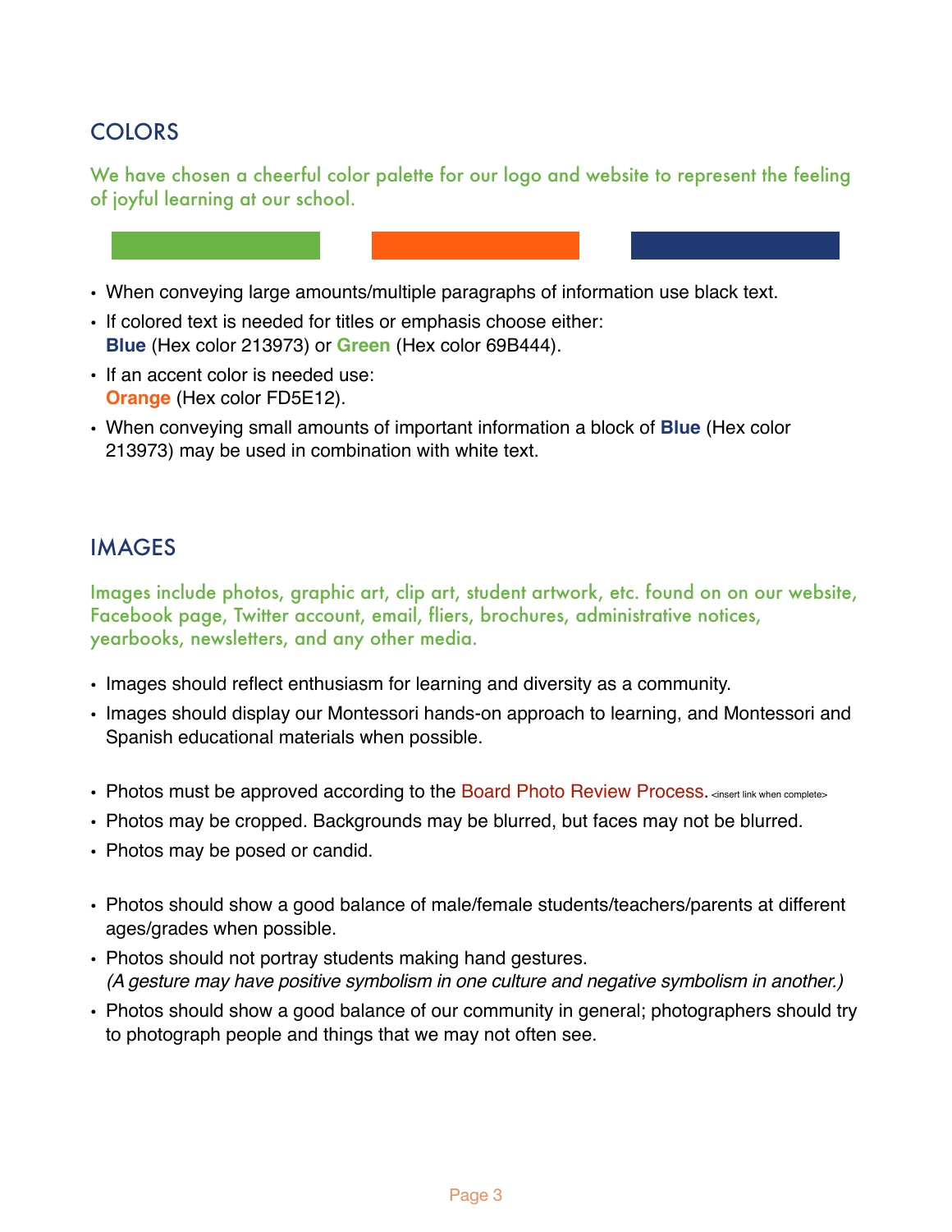## COLORS

We have chosen a cheerful color palette for our logo and website to represent the feeling of joyful learning at our school.

- When conveying large amounts/multiple paragraphs of information use black text.
- If colored text is needed for titles or emphasis choose either: **Blue** (Hex color 213973) or **Green** (Hex color 69B444).
- If an accent color is needed use: **Orange** (Hex color FD5E12).
- When conveying small amounts of important information a block of **Blue** (Hex color 213973) may be used in combination with white text.

## IMAGES

Images include photos, graphic art, clip art, student artwork, etc. found on on our website, Facebook page, Twitter account, email, fliers, brochures, administrative notices, yearbooks, newsletters, and any other media.

- Images should reflect enthusiasm for learning and diversity as a community.
- Images should display our Montessori hands-on approach to learning, and Montessori and Spanish educational materials when possible.

- Photos must be approved according to the Board Photo Review Process. <insert link when complete>
- Photos may be cropped. Backgrounds may be blurred, but faces may not be blurred.
- Photos may be posed or candid.

- Photos should show a good balance of male/female students/teachers/parents at different ages/grades when possible.
- Photos should not portray students making hand gestures. *(A gesture may have positive symbolism in one culture and negative symbolism in another.)*
- Photos should show a good balance of our community in general; photographers should try to photograph people and things that we may not often see.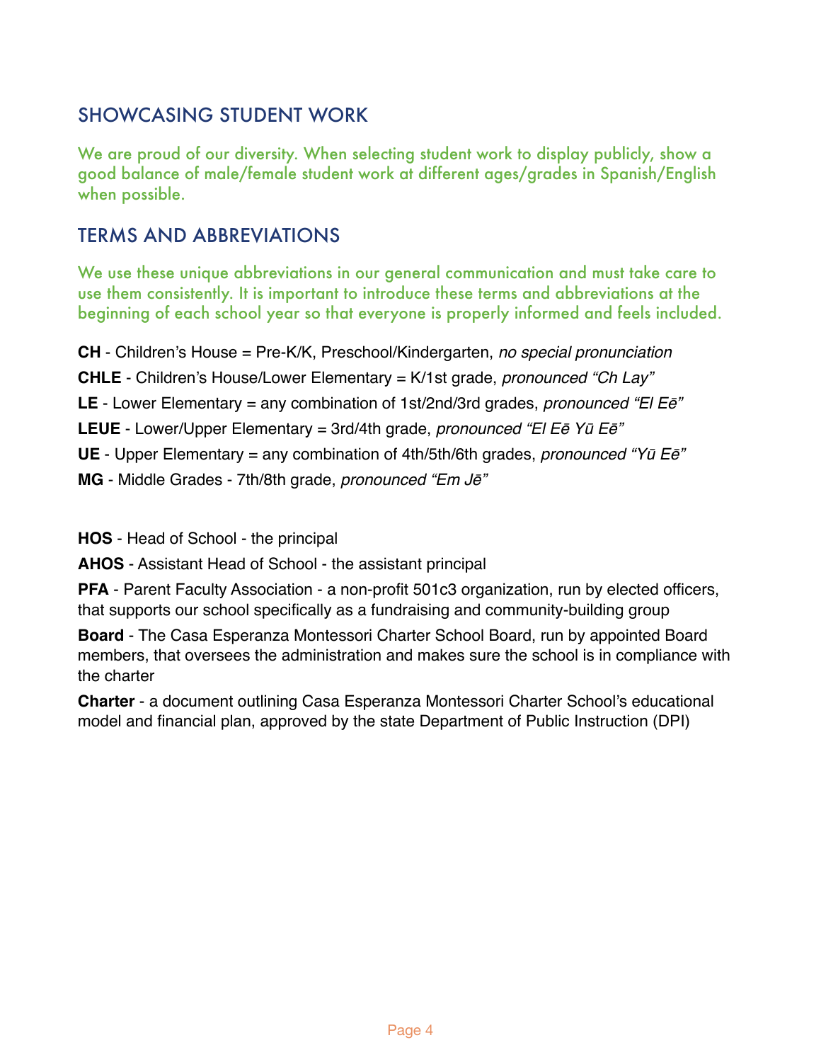## SHOWCASING STUDENT WORK

We are proud of our diversity. When selecting student work to display publicly, show a good balance of male/female student work at different ages/grades in Spanish/English when possible.

## TERMS AND ABBREVIATIONS

We use these unique abbreviations in our general communication and must take care to use them consistently. It is important to introduce these terms and abbreviations at the beginning of each school year so that everyone is properly informed and feels included.

**CH** - Children's House = Pre-K/K, Preschool/Kindergarten, *no special pronunciation*

**CHLE** - Children's House/Lower Elementary = K/1st grade, *pronounced "Ch Lay"*

**LE** - Lower Elementary = any combination of 1st/2nd/3rd grades, *pronounced "El Eē"*

**LEUE** - Lower/Upper Elementary = 3rd/4th grade, *pronounced "El Eē Yū Eē"*

**UE** - Upper Elementary = any combination of 4th/5th/6th grades, *pronounced "Yū Eē"*

**MG** - Middle Grades - 7th/8th grade, *pronounced "Em Jē"*

**HOS** - Head of School - the principal

**AHOS** - Assistant Head of School - the assistant principal

**PFA** - Parent Faculty Association - a non-profit 501c3 organization, run by elected officers, that supports our school specifically as a fundraising and community-building group

**Board** - The Casa Esperanza Montessori Charter School Board, run by appointed Board members, that oversees the administration and makes sure the school is in compliance with the charter

**Charter** - a document outlining Casa Esperanza Montessori Charter School's educational model and financial plan, approved by the state Department of Public Instruction (DPI)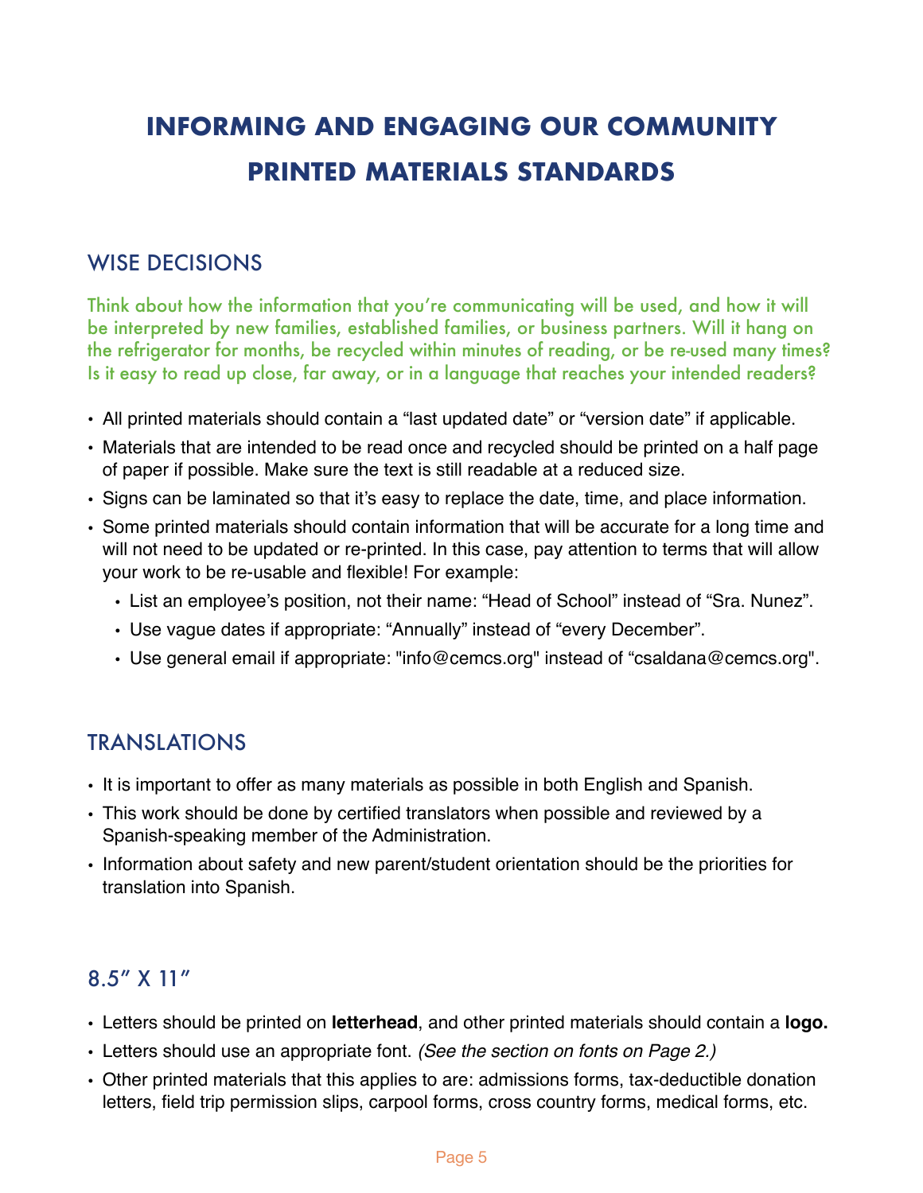# INFORMING AND ENGAGING OUR COMMUNITY
# PRINTED MATERIALS STANDARDS

## WISE DECISIONS

Think about how the information that you're communicating will be used, and how it will be interpreted by new families, established families, or business partners. Will it hang on the refrigerator for months, be recycled within minutes of reading, or be re-used many times? Is it easy to read up close, far away, or in a language that reaches your intended readers?

- All printed materials should contain a "last updated date" or "version date" if applicable.
- Materials that are intended to be read once and recycled should be printed on a half page of paper if possible. Make sure the text is still readable at a reduced size.
- Signs can be laminated so that it's easy to replace the date, time, and place information.
- Some printed materials should contain information that will be accurate for a long time and will not need to be updated or re-printed. In this case, pay attention to terms that will allow your work to be re-usable and flexible! For example:
  - List an employee's position, not their name: "Head of School" instead of "Sra. Nunez".
  - Use vague dates if appropriate: "Annually" instead of "every December".
  - Use general email if appropriate: "info@cemcs.org" instead of "csaldana@cemcs.org".

## TRANSLATIONS

- It is important to offer as many materials as possible in both English and Spanish.
- This work should be done by certified translators when possible and reviewed by a Spanish-speaking member of the Administration.
- Information about safety and new parent/student orientation should be the priorities for translation into Spanish.

## 8.5" X 11"

- Letters should be printed on **letterhead**, and other printed materials should contain a **logo.**
- Letters should use an appropriate font. *(See the section on fonts on Page 2.)*
- Other printed materials that this applies to are: admissions forms, tax-deductible donation letters, field trip permission slips, carpool forms, cross country forms, medical forms, etc.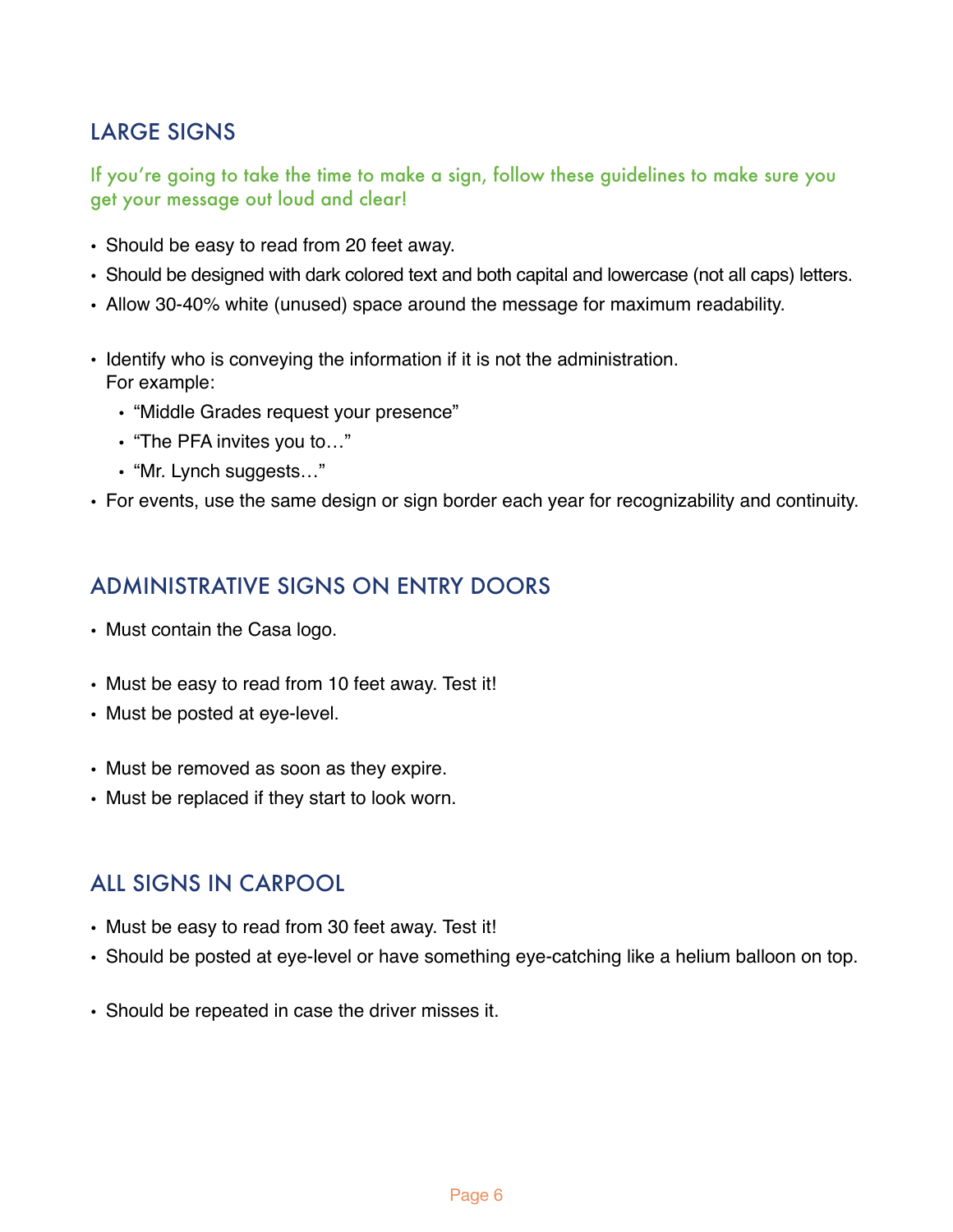## LARGE SIGNS

If you're going to take the time to make a sign, follow these guidelines to make sure you get your message out loud and clear!

- Should be easy to read from 20 feet away.
- Should be designed with dark colored text and both capital and lowercase (not all caps) letters.
- Allow 30-40% white (unused) space around the message for maximum readability.

- Identify who is conveying the information if it is not the administration.
  For example:
  - "Middle Grades request your presence"
  - "The PFA invites you to…"
  - "Mr. Lynch suggests…"
- For events, use the same design or sign border each year for recognizability and continuity.

## ADMINISTRATIVE SIGNS ON ENTRY DOORS

- Must contain the Casa logo.

- Must be easy to read from 10 feet away. Test it!
- Must be posted at eye-level.

- Must be removed as soon as they expire.
- Must be replaced if they start to look worn.

## ALL SIGNS IN CARPOOL

- Must be easy to read from 30 feet away. Test it!
- Should be posted at eye-level or have something eye-catching like a helium balloon on top.

- Should be repeated in case the driver misses it.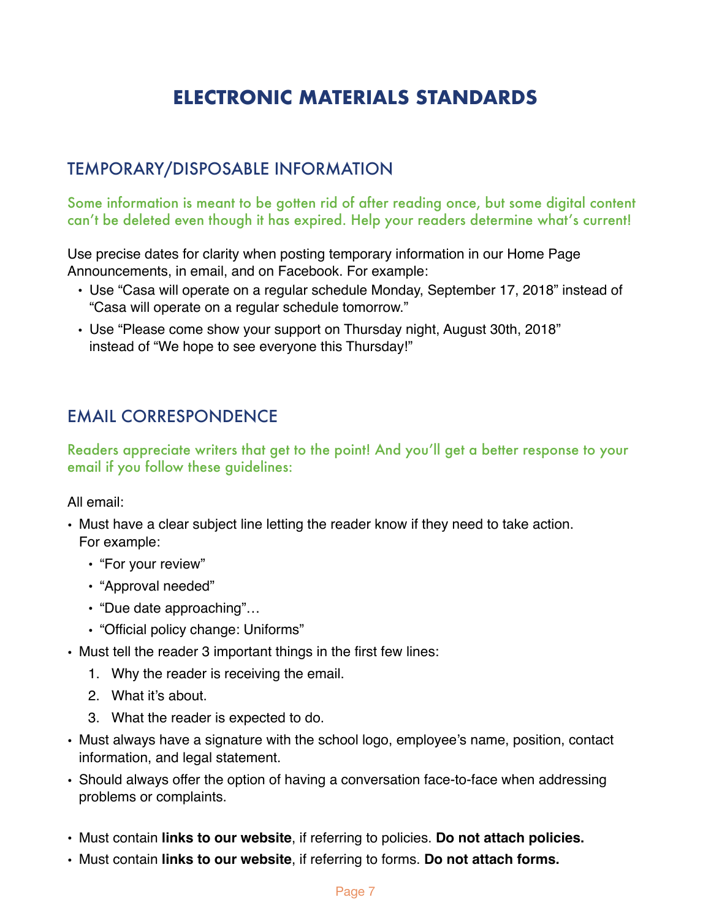# ELECTRONIC MATERIALS STANDARDS

## TEMPORARY/DISPOSABLE INFORMATION

Some information is meant to be gotten rid of after reading once, but some digital content can't be deleted even though it has expired. Help your readers determine what's current!

Use precise dates for clarity when posting temporary information in our Home Page Announcements, in email, and on Facebook. For example:

- Use "Casa will operate on a regular schedule Monday, September 17, 2018" instead of "Casa will operate on a regular schedule tomorrow."
- Use "Please come show your support on Thursday night, August 30th, 2018" instead of "We hope to see everyone this Thursday!"

## EMAIL CORRESPONDENCE

Readers appreciate writers that get to the point! And you'll get a better response to your email if you follow these guidelines:

All email:

- Must have a clear subject line letting the reader know if they need to take action. For example:
  - "For your review"
  - "Approval needed"
  - "Due date approaching"…
  - "Official policy change: Uniforms"
- Must tell the reader 3 important things in the first few lines:
  1. Why the reader is receiving the email.
  2. What it's about.
  3. What the reader is expected to do.
- Must always have a signature with the school logo, employee's name, position, contact information, and legal statement.
- Should always offer the option of having a conversation face-to-face when addressing problems or complaints.

- Must contain **links to our website**, if referring to policies. **Do not attach policies.**
- Must contain **links to our website**, if referring to forms. **Do not attach forms.**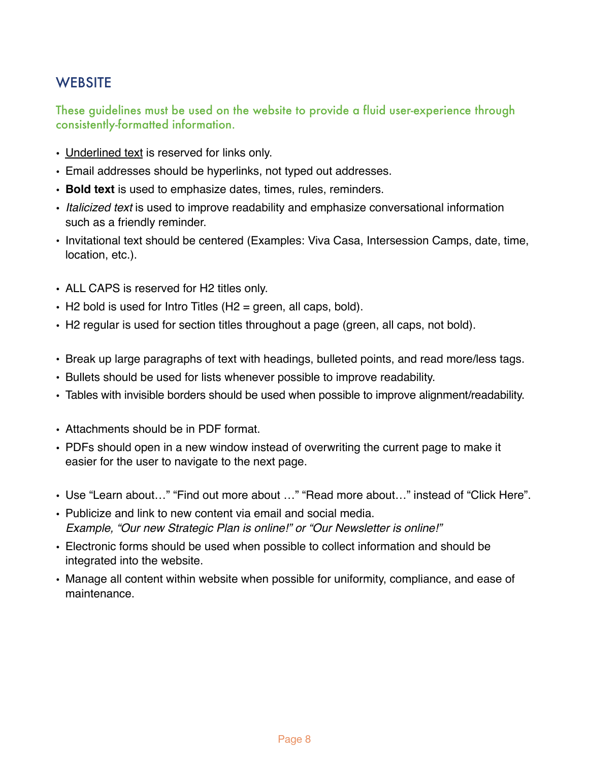## WEBSITE

These guidelines must be used on the website to provide a fluid user-experience through consistently-formatted information.

- <u>Underlined text</u> is reserved for links only.
- Email addresses should be hyperlinks, not typed out addresses.
- **Bold text** is used to emphasize dates, times, rules, reminders.
- *Italicized text* is used to improve readability and emphasize conversational information such as a friendly reminder.
- Invitational text should be centered (Examples: Viva Casa, Intersession Camps, date, time, location, etc.).

- ALL CAPS is reserved for H2 titles only.
- H2 bold is used for Intro Titles (H2 = green, all caps, bold).
- H2 regular is used for section titles throughout a page (green, all caps, not bold).

- Break up large paragraphs of text with headings, bulleted points, and read more/less tags.
- Bullets should be used for lists whenever possible to improve readability.
- Tables with invisible borders should be used when possible to improve alignment/readability.

- Attachments should be in PDF format.
- PDFs should open in a new window instead of overwriting the current page to make it easier for the user to navigate to the next page.

- Use “Learn about…” “Find out more about …” “Read more about…” instead of “Click Here”.
- Publicize and link to new content via email and social media.
  *Example, “Our new Strategic Plan is online!” or “Our Newsletter is online!”*
- Electronic forms should be used when possible to collect information and should be integrated into the website.
- Manage all content within website when possible for uniformity, compliance, and ease of maintenance.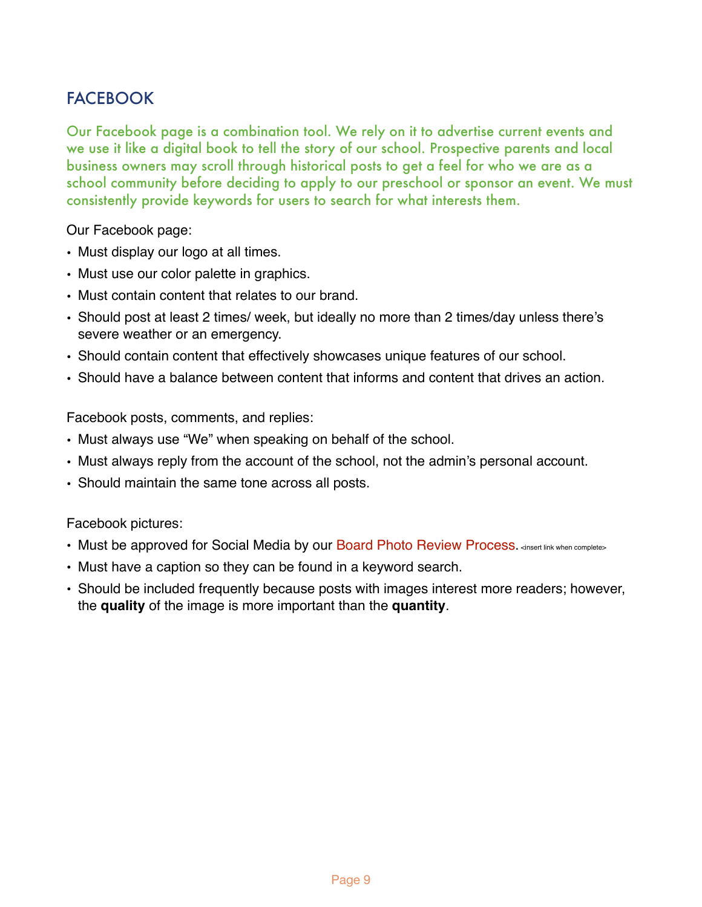## FACEBOOK

Our Facebook page is a combination tool. We rely on it to advertise current events and we use it like a digital book to tell the story of our school. Prospective parents and local business owners may scroll through historical posts to get a feel for who we are as a school community before deciding to apply to our preschool or sponsor an event. We must consistently provide keywords for users to search for what interests them.

Our Facebook page:

- Must display our logo at all times.
- Must use our color palette in graphics.
- Must contain content that relates to our brand.
- Should post at least 2 times/ week, but ideally no more than 2 times/day unless there's severe weather or an emergency.
- Should contain content that effectively showcases unique features of our school.
- Should have a balance between content that informs and content that drives an action.

Facebook posts, comments, and replies:

- Must always use "We" when speaking on behalf of the school.
- Must always reply from the account of the school, not the admin's personal account.
- Should maintain the same tone across all posts.

Facebook pictures:

- Must be approved for Social Media by our Board Photo Review Process. <insert link when complete>
- Must have a caption so they can be found in a keyword search.
- Should be included frequently because posts with images interest more readers; however, the **quality** of the image is more important than the **quantity**.